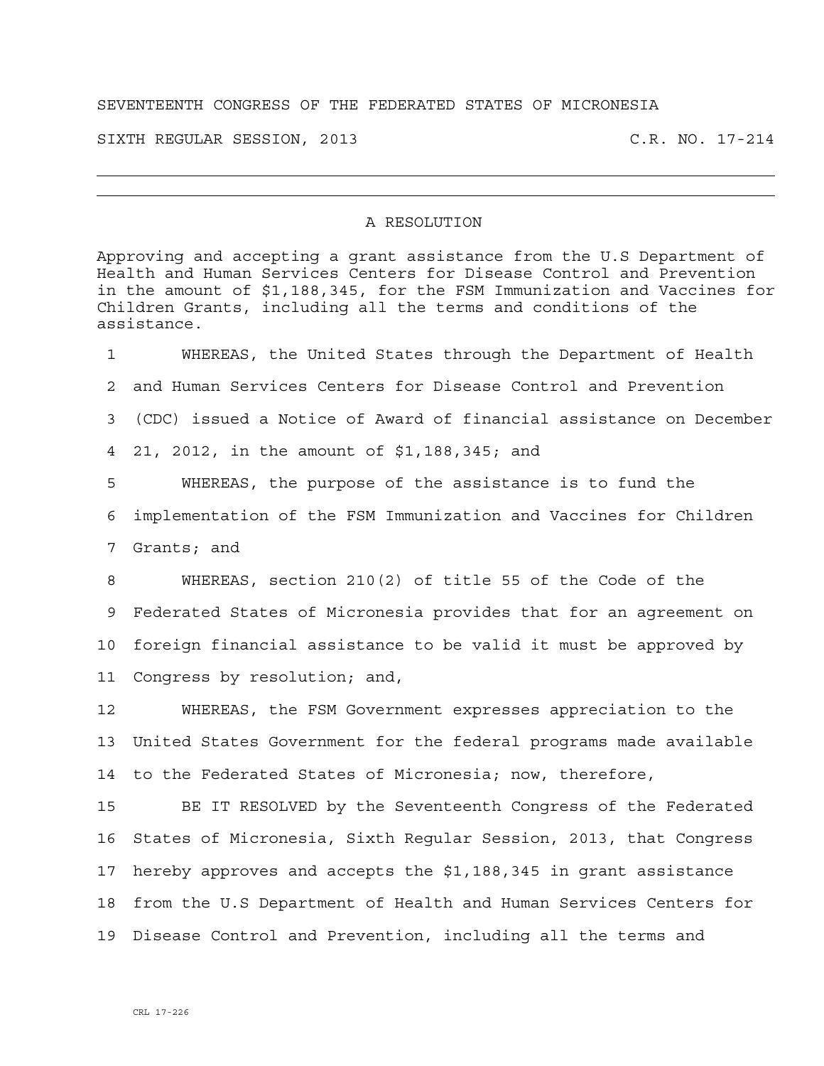SEVENTEENTH CONGRESS OF THE FEDERATED STATES OF MICRONESIA

SIXTH REGULAR SESSION, 2013 C.R. NO. 17-214

---

# A RESOLUTION

Approving and accepting a grant assistance from the U.S Department of Health and Human Services Centers for Disease Control and Prevention in the amount of $1,188,345, for the FSM Immunization and Vaccines for Children Grants, including all the terms and conditions of the assistance.

1 WHEREAS, the United States through the Department of Health
2 and Human Services Centers for Disease Control and Prevention
3 (CDC) issued a Notice of Award of financial assistance on December
4 21, 2012, in the amount of $1,188,345; and
5 WHEREAS, the purpose of the assistance is to fund the
6 implementation of the FSM Immunization and Vaccines for Children
7 Grants; and
8 WHEREAS, section 210(2) of title 55 of the Code of the
9 Federated States of Micronesia provides that for an agreement on
10 foreign financial assistance to be valid it must be approved by
11 Congress by resolution; and,
12 WHEREAS, the FSM Government expresses appreciation to the
13 United States Government for the federal programs made available
14 to the Federated States of Micronesia; now, therefore,
15 BE IT RESOLVED by the Seventeenth Congress of the Federated
16 States of Micronesia, Sixth Regular Session, 2013, that Congress
17 hereby approves and accepts the $1,188,345 in grant assistance
18 from the U.S Department of Health and Human Services Centers for
19 Disease Control and Prevention, including all the terms and

CRL 17-226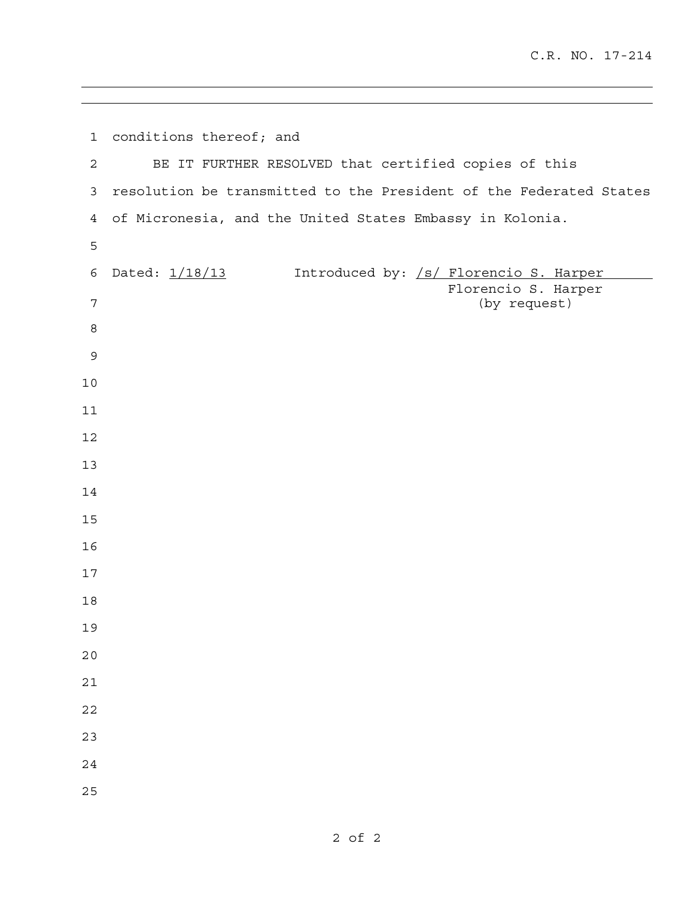conditions thereof; and

BE IT FURTHER RESOLVED that certified copies of this resolution be transmitted to the President of the Federated States of Micronesia, and the United States Embassy in Kolonia.

Dated: 1/18/13

Introduced by: /s/ Florencio S. Harper
Florencio S. Harper
(by request)